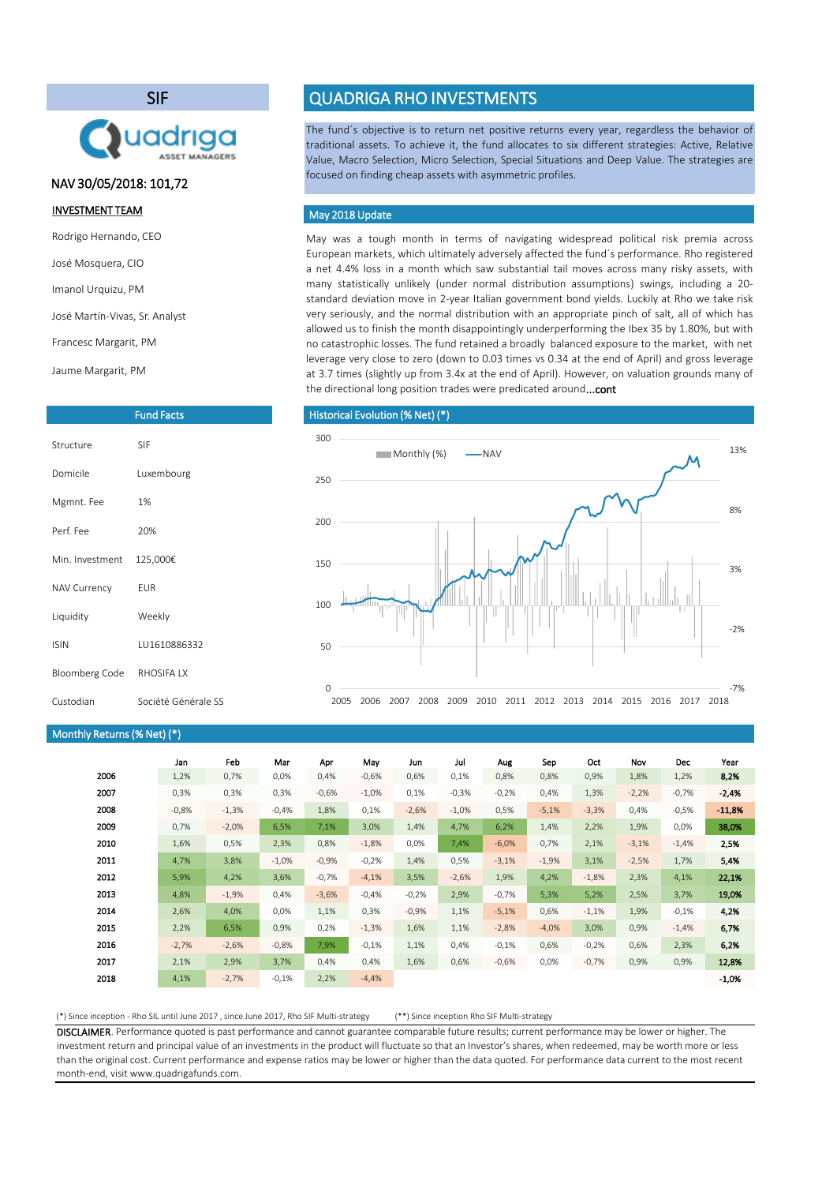## SIF

Quadriga ASSET MANAGERS

NAV 30/05/2018: 101,72

### INVESTMENT TEAM

Rodrigo Hernando, CEO

José Mosquera, CIO

Imanol Urquizu, PM

José Martín-Vivas, Sr. Analyst

Francesc Margarit, PM

Jaume Margarit, PM

# QUADRIGA RHO INVESTMENTS

The fund´s objective is to return net positive returns every year, regardless the behavior of traditional assets. To achieve it, the fund allocates to six different strategies: Active, Relative Value, Macro Selection, Micro Selection, Special Situations and Deep Value. The strategies are focused on finding cheap assets with asymmetric profiles.

## May 2018 Update

May was a tough month in terms of navigating widespread political risk premia across European markets, which ultimately adversely affected the fund´s performance. Rho registered a net 4.4% loss in a month which saw substantial tail moves across many risky assets, with many statistically unlikely (under normal distribution assumptions) swings, including a 20-standard deviation move in 2-year Italian government bond yields. Luckily at Rho we take risk very seriously, and the normal distribution with an appropriate pinch of salt, all of which has allowed us to finish the month disappointingly underperforming the Ibex 35 by 1.80%, but with no catastrophic losses. The fund retained a broadly balanced exposure to the market, with net leverage very close to zero (down to 0.03 times vs 0.34 at the end of April) and gross leverage at 3.7 times (slightly up from 3.4x at the end of April). However, on valuation grounds many of the directional long position trades were predicated around...cont

## Fund Facts

| | |
|---|---|
| Structure | SIF |
| Domicile | Luxembourg |
| Mgmnt. Fee | 1% |
| Perf. Fee | 20% |
| Min. Investment | 125,000€ |
| NAV Currency | EUR |
| Liquidity | Weekly |
| ISIN | LU1610886332 |
| Bloomberg Code | RHOSIFA LX |
| Custodian | Société Générale SS |

## Historical Evolution (% Net) (*)

Monthly (%) — NAV

Left axis: 0, 50, 100, 150, 200, 250, 300. Right axis: -7%, -2%, 3%, 8%, 13%. X axis: 2005, 2006, 2007, 2008, 2009, 2010, 2011, 2012, 2013, 2014, 2015, 2016, 2017, 2018

## Monthly Returns (% Net) (*)

| | Jan | Feb | Mar | Apr | May | Jun | Jul | Aug | Sep | Oct | Nov | Dec | Year |
|---|---|---|---|---|---|---|---|---|---|---|---|---|---|
| 2006 | 1,2% | 0,7% | 0,0% | 0,4% | -0,6% | 0,6% | 0,1% | 0,8% | 0,8% | 0,9% | 1,8% | 1,2% | **8,2%** |
| 2007 | 0,3% | 0,3% | 0,3% | -0,6% | -1,0% | 0,1% | -0,3% | -0,2% | 0,4% | 1,3% | -2,2% | -0,7% | **-2,4%** |
| 2008 | -0,8% | -1,3% | -0,4% | 1,8% | 0,1% | -2,6% | -1,0% | 0,5% | -5,1% | -3,3% | 0,4% | -0,5% | **-11,8%** |
| 2009 | 0,7% | -2,0% | 6,5% | 7,1% | 3,0% | 1,4% | 4,7% | 6,2% | 1,4% | 2,2% | 1,9% | 0,0% | **38,0%** |
| 2010 | 1,6% | 0,5% | 2,3% | 0,8% | -1,8% | 0,0% | 7,4% | -6,0% | 0,7% | 2,1% | -3,1% | -1,4% | **2,5%** |
| 2011 | 4,7% | 3,8% | -1,0% | -0,9% | -0,2% | 1,4% | 0,5% | -3,1% | -1,9% | 3,1% | -2,5% | 1,7% | **5,4%** |
| 2012 | 5,9% | 4,2% | 3,6% | -0,7% | -4,1% | 3,5% | -2,6% | 1,9% | 4,2% | -1,8% | 2,3% | 4,1% | **22,1%** |
| 2013 | 4,8% | -1,9% | 0,4% | -3,6% | -0,4% | -0,2% | 2,9% | -0,7% | 5,3% | 5,2% | 2,5% | 3,7% | **19,0%** |
| 2014 | 2,6% | 4,0% | 0,0% | 1,1% | 0,3% | -0,9% | 1,1% | -5,1% | 0,6% | -1,1% | 1,9% | -0,1% | **4,2%** |
| 2015 | 2,2% | 6,5% | 0,9% | 0,2% | -1,3% | 1,6% | 1,1% | -2,8% | -4,0% | 3,0% | 0,9% | -1,4% | **6,7%** |
| 2016 | -2,7% | -2,6% | -0,8% | 7,9% | -0,1% | 1,1% | 0,4% | -0,1% | 0,6% | -0,2% | 0,6% | 2,3% | **6,2%** |
| 2017 | 2,1% | 2,9% | 3,7% | 0,4% | 0,4% | 1,6% | 0,6% | -0,6% | 0,0% | -0,7% | 0,9% | 0,9% | **12,8%** |
| 2018 | 4,1% | -2,7% | -0,1% | 2,2% | -4,4% | | | | | | | | **-1,0%** |

(*) Since inception - Rho SIL until June 2017 , since June 2017, Rho SIF Multi-strategy (**) Since inception Rho SIF Multi-strategy

DISCLAIMER. Performance quoted is past performance and cannot guarantee comparable future results; current performance may be lower or higher. The investment return and principal value of an investments in the product will fluctuate so that an Investor's shares, when redeemed, may be worth more or less than the original cost. Current performance and expense ratios may be lower or higher than the data quoted. For performance data current to the most recent month-end, visit www.quadrigafunds.com.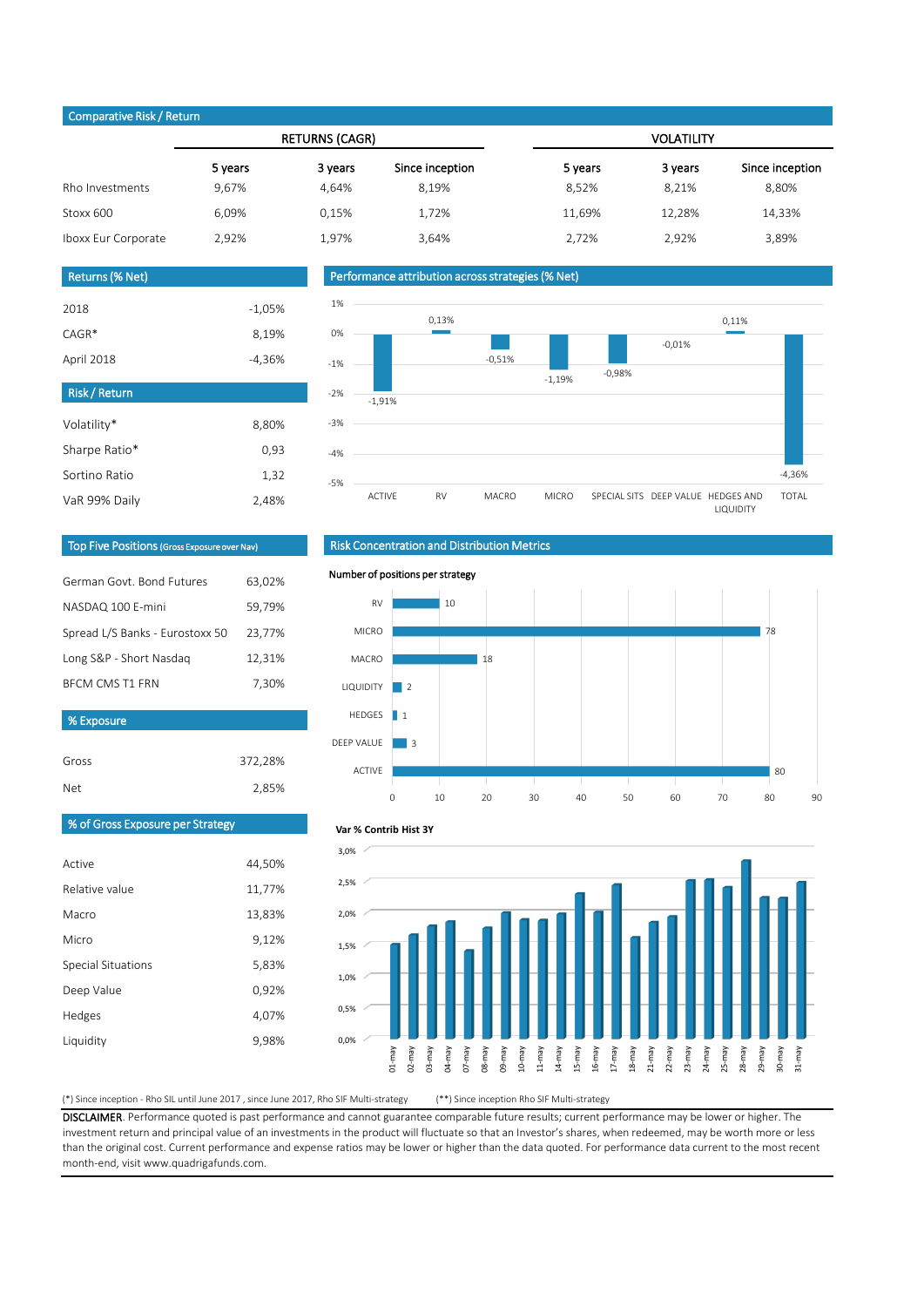## Comparative Risk / Return

| | RETURNS (CAGR) | | | VOLATILITY | | |
|---|---|---|---|---|---|---|
| | 5 years | 3 years | Since inception | 5 years | 3 years | Since inception |
| Rho Investments | 9,67% | 4,64% | 8,19% | 8,52% | 8,21% | 8,80% |
| Stoxx 600 | 6,09% | 0,15% | 1,72% | 11,69% | 12,28% | 14,33% |
| Iboxx Eur Corporate | 2,92% | 1,97% | 3,64% | 2,72% | 2,92% | 3,89% |

## Returns (% Net)

| | |
|---|---|
| 2018 | -1,05% |
| CAGR* | 8,19% |
| April 2018 | -4,36% |

## Performance attribution across strategies (% Net)

| ACTIVE | RV | MACRO | MICRO | SPECIAL SITS | DEEP VALUE | HEDGES AND LIQUIDITY | TOTAL |
|---|---|---|---|---|---|---|---|
| -1,91% | 0,13% | -0,51% | -1,19% | -0,98% | -0,01% | 0,11% | -4,36% |

## Risk / Return

| | |
|---|---|
| Volatility* | 8,80% |
| Sharpe Ratio* | 0,93 |
| Sortino Ratio | 1,32 |
| VaR 99% Daily | 2,48% |

## Top Five Positions (Gross Exposure over Nav)

| | |
|---|---|
| German Govt. Bond Futures | 63,02% |
| NASDAQ 100 E-mini | 59,79% |
| Spread L/S Banks - Eurostoxx 50 | 23,77% |
| Long S&P - Short Nasdaq | 12,31% |
| BFCM CMS T1 FRN | 7,30% |

## Risk Concentration and Distribution Metrics

Number of positions per strategy

| Strategy | Positions |
|---|---|
| RV | 10 |
| MICRO | 78 |
| MACRO | 18 |
| LIQUIDITY | 2 |
| HEDGES | 1 |
| DEEP VALUE | 3 |
| ACTIVE | 80 |

## % Exposure

| | |
|---|---|
| Gross | 372,28% |
| Net | 2,85% |

## % of Gross Exposure per Strategy

| | |
|---|---|
| Active | 44,50% |
| Relative value | 11,77% |
| Macro | 13,83% |
| Micro | 9,12% |
| Special Situations | 5,83% |
| Deep Value | 0,92% |
| Hedges | 4,07% |
| Liquidity | 9,98% |

Var % Contrib Hist 3Y

(*) Since inception - Rho SIL until June 2017 , since June 2017, Rho SIF Multi-strategy (**) Since inception Rho SIF Multi-strategy

**DISCLAIMER**. Performance quoted is past performance and cannot guarantee comparable future results; current performance may be lower or higher. The investment return and principal value of an investments in the product will fluctuate so that an Investor's shares, when redeemed, may be worth more or less than the original cost. Current performance and expense ratios may be lower or higher than the data quoted. For performance data current to the most recent month-end, visit www.quadrigafunds.com.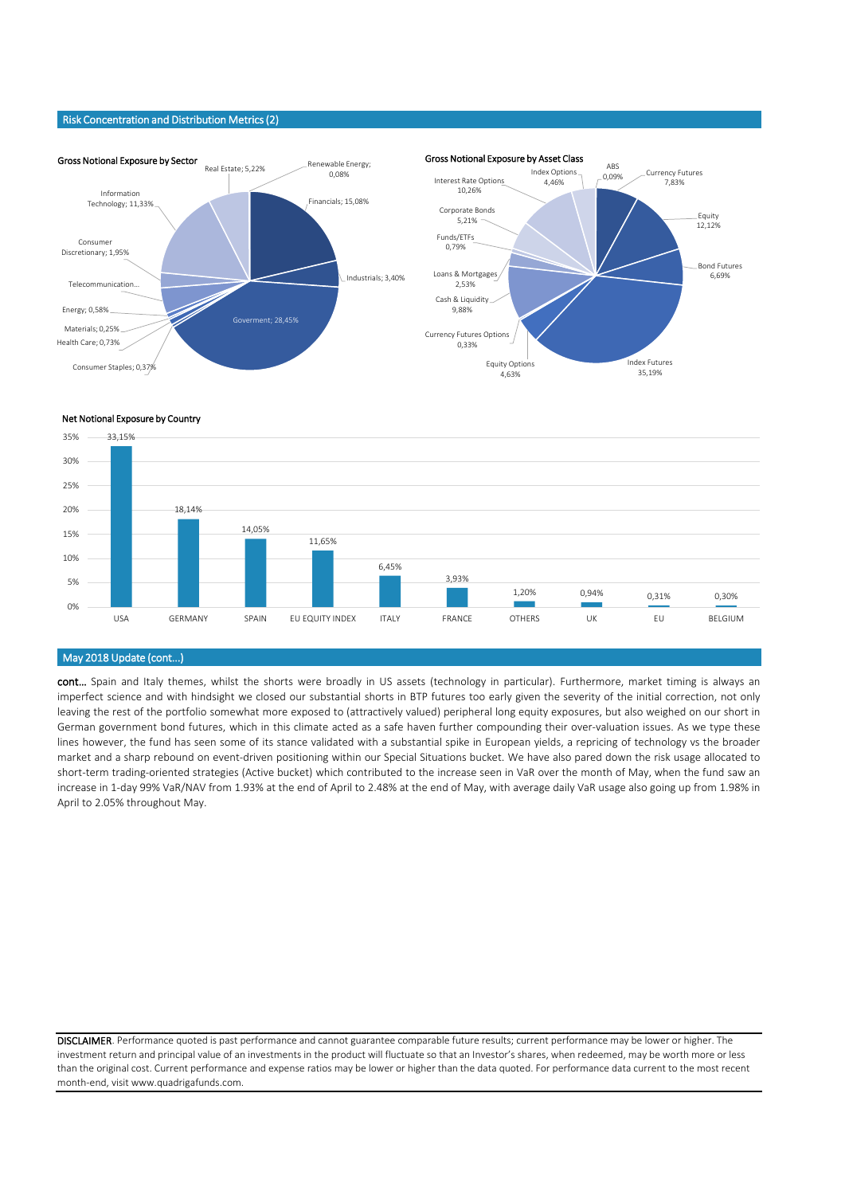## Risk Concentration and Distribution Metrics (2)

### Gross Notional Exposure by Sector

Real Estate; 5,22%
Renewable Energy; 0,08%
Information Technology; 11,33%
Financials; 15,08%
Consumer Discretionary; 1,95%
Telecommunication...
Industrials; 3,40%
Energy; 0,58%
Goverment; 28,45%
Materials; 0,25%
Health Care; 0,73%
Consumer Staples; 0,37%

### Gross Notional Exposure by Asset Class

ABS 0,09%
Index Options 4,46%
Currency Futures 7,83%
Interest Rate Options 10,26%
Equity 12,12%
Corporate Bonds 5,21%
Funds/ETFs 0,79%
Bond Futures 6,69%
Loans & Mortgages 2,53%
Cash & Liquidity 9,88%
Currency Futures Options 0,33%
Index Futures 35,19%
Equity Options 4,63%

### Net Notional Exposure by Country

35%
30%
25%
20%
15%
10%
5%
0%

USA 33,15%
GERMANY 18,14%
SPAIN 14,05%
EU EQUITY INDEX 11,65%
ITALY 6,45%
FRANCE 3,93%
OTHERS 1,20%
UK 0,94%
EU 0,31%
BELGIUM 0,30%

## May 2018 Update (cont...)

**cont...** Spain and Italy themes, whilst the shorts were broadly in US assets (technology in particular). Furthermore, market timing is always an imperfect science and with hindsight we closed our substantial shorts in BTP futures too early given the severity of the initial correction, not only leaving the rest of the portfolio somewhat more exposed to (attractively valued) peripheral long equity exposures, but also weighed on our short in German government bond futures, which in this climate acted as a safe haven further compounding their over-valuation issues. As we type these lines however, the fund has seen some of its stance validated with a substantial spike in European yields, a repricing of technology vs the broader market and a sharp rebound on event-driven positioning within our Special Situations bucket. We have also pared down the risk usage allocated to short-term trading-oriented strategies (Active bucket) which contributed to the increase seen in VaR over the month of May, when the fund saw an increase in 1-day 99% VaR/NAV from 1.93% at the end of April to 2.48% at the end of May, with average daily VaR usage also going up from 1.98% in April to 2.05% throughout May.

**DISCLAIMER**. Performance quoted is past performance and cannot guarantee comparable future results; current performance may be lower or higher. The investment return and principal value of an investments in the product will fluctuate so that an Investor's shares, when redeemed, may be worth more or less than the original cost. Current performance and expense ratios may be lower or higher than the data quoted. For performance data current to the most recent month-end, visit www.quadrigafunds.com.